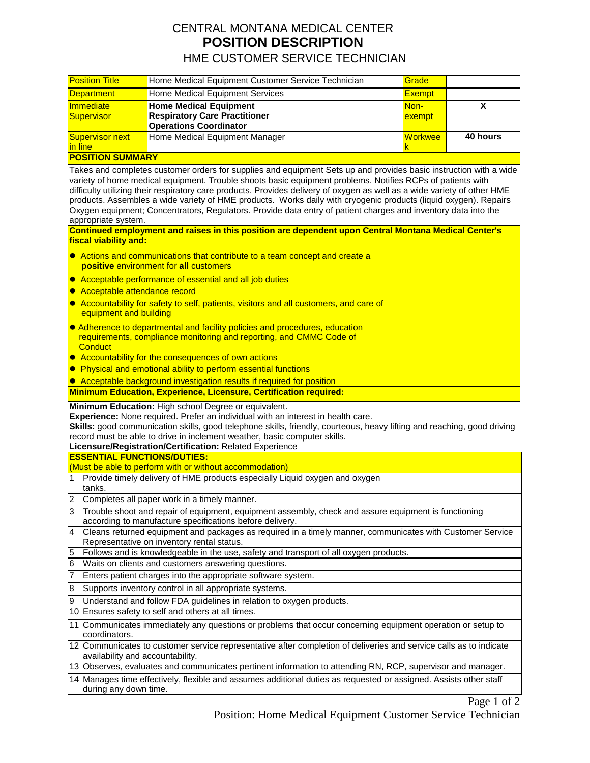# CENTRAL MONTANA MEDICAL CENTER
# POSITION DESCRIPTION
## HME CUSTOMER SERVICE TECHNICIAN

| | | | |
|---|---|---|---|
| Position Title | Home Medical Equipment Customer Service Technician | Grade | |
| Department | Home Medical Equipment Services | Exempt | |
| Immediate Supervisor | **Home Medical Equipment Respiratory Care Practitioner Operations Coordinator** | Non-exempt | **X** |
| Supervisor next in line | Home Medical Equipment Manager | Workweek | **40 hours** |

**POSITION SUMMARY**

Takes and completes customer orders for supplies and equipment Sets up and provides basic instruction with a wide variety of home medical equipment. Trouble shoots basic equipment problems. Notifies RCPs of patients with difficulty utilizing their respiratory care products. Provides delivery of oxygen as well as a wide variety of other HME products. Assembles a wide variety of HME products. Works daily with cryogenic products (liquid oxygen). Repairs Oxygen equipment; Concentrators, Regulators. Provide data entry of patient charges and inventory data into the appropriate system.

**Continued employment and raises in this position are dependent upon Central Montana Medical Center's fiscal viability and:**

- Actions and communications that contribute to a team concept and create a **positive** environment for **all** customers
- Acceptable performance of essential and all job duties
- Acceptable attendance record
- Accountability for safety to self, patients, visitors and all customers, and care of equipment and building
- Adherence to departmental and facility policies and procedures, education requirements, compliance monitoring and reporting, and CMMC Code of Conduct
- Accountability for the consequences of own actions
- Physical and emotional ability to perform essential functions
- Acceptable background investigation results if required for position

**Minimum Education, Experience, Licensure, Certification required:**

**Minimum Education:** High school Degree or equivalent.
**Experience:** None required. Prefer an individual with an interest in health care.
**Skills:** good communication skills, good telephone skills, friendly, courteous, heavy lifting and reaching, good driving record must be able to drive in inclement weather, basic computer skills.
**Licensure/Registration/Certification:** Related Experience

**ESSENTIAL FUNCTIONS/DUTIES:**
(Must be able to perform with or without accommodation)

1. Provide timely delivery of HME products especially Liquid oxygen and oxygen tanks.
2. Completes all paper work in a timely manner.
3. Trouble shoot and repair of equipment, equipment assembly, check and assure equipment is functioning according to manufacture specifications before delivery.
4. Cleans returned equipment and packages as required in a timely manner, communicates with Customer Service Representative on inventory rental status.
5. Follows and is knowledgeable in the use, safety and transport of all oxygen products.
6. Waits on clients and customers answering questions.
7. Enters patient charges into the appropriate software system.
8. Supports inventory control in all appropriate systems.
9. Understand and follow FDA guidelines in relation to oxygen products.
10. Ensures safety to self and others at all times.
11. Communicates immediately any questions or problems that occur concerning equipment operation or setup to coordinators.
12. Communicates to customer service representative after completion of deliveries and service calls as to indicate availability and accountability.
13. Observes, evaluates and communicates pertinent information to attending RN, RCP, supervisor and manager.
14. Manages time effectively, flexible and assumes additional duties as requested or assigned. Assists other staff during any down time.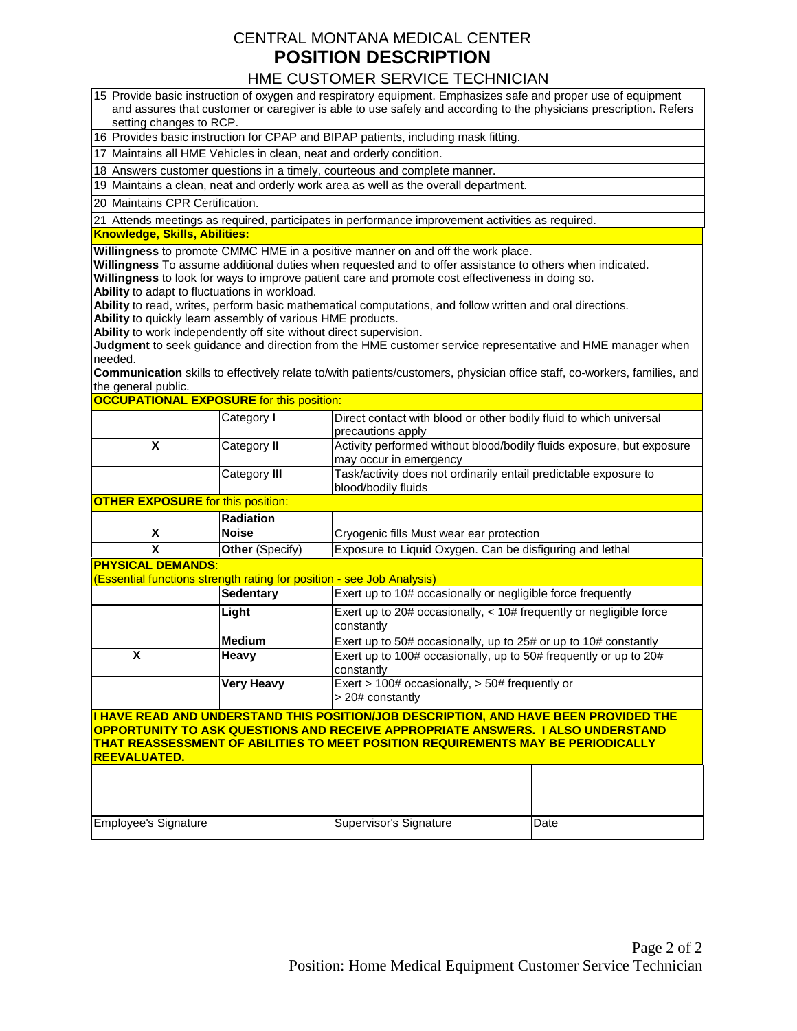CENTRAL MONTANA MEDICAL CENTER

# POSITION DESCRIPTION

## HME CUSTOMER SERVICE TECHNICIAN

15 Provide basic instruction of oxygen and respiratory equipment. Emphasizes safe and proper use of equipment and assures that customer or caregiver is able to use safely and according to the physicians prescription. Refers setting changes to RCP.

16 Provides basic instruction for CPAP and BIPAP patients, including mask fitting.

17 Maintains all HME Vehicles in clean, neat and orderly condition.

18 Answers customer questions in a timely, courteous and complete manner.

19 Maintains a clean, neat and orderly work area as well as the overall department.

20 Maintains CPR Certification.

21 Attends meetings as required, participates in performance improvement activities as required.

**Knowledge, Skills, Abilities:**

**Willingness** to promote CMMC HME in a positive manner on and off the work place.
**Willingness** To assume additional duties when requested and to offer assistance to others when indicated.
**Willingness** to look for ways to improve patient care and promote cost effectiveness in doing so.
**Ability** to adapt to fluctuations in workload.
**Ability** to read, writes, perform basic mathematical computations, and follow written and oral directions.
**Ability** to quickly learn assembly of various HME products.
**Ability** to work independently off site without direct supervision.
**Judgment** to seek guidance and direction from the HME customer service representative and HME manager when needed.
**Communication** skills to effectively relate to/with patients/customers, physician office staff, co-workers, families, and the general public.

**OCCUPATIONAL EXPOSURE** for this position:

| | | |
|---|---|---|
| | Category **I** | Direct contact with blood or other bodily fluid to which universal precautions apply |
| X | Category **II** | Activity performed without blood/bodily fluids exposure, but exposure may occur in emergency |
| | Category **III** | Task/activity does not ordinarily entail predictable exposure to blood/bodily fluids |

**OTHER EXPOSURE** for this position:

| | | |
|---|---|---|
| | **Radiation** | |
| X | **Noise** | Cryogenic fills Must wear ear protection |
| X | **Other** (Specify) | Exposure to Liquid Oxygen. Can be disfiguring and lethal |

**PHYSICAL DEMANDS**:
(Essential functions strength rating for position - see Job Analysis)

| | | |
|---|---|---|
| | **Sedentary** | Exert up to 10# occasionally or negligible force frequently |
| | **Light** | Exert up to 20# occasionally, < 10# frequently or negligible force constantly |
| | **Medium** | Exert up to 50# occasionally, up to 25# or up to 10# constantly |
| X | **Heavy** | Exert up to 100# occasionally, up to 50# frequently or up to 20# constantly |
| | **Very Heavy** | Exert > 100# occasionally, > 50# frequently or > 20# constantly |

**I HAVE READ AND UNDERSTAND THIS POSITION/JOB DESCRIPTION, AND HAVE BEEN PROVIDED THE OPPORTUNITY TO ASK QUESTIONS AND RECEIVE APPROPRIATE ANSWERS. I ALSO UNDERSTAND THAT REASSESSMENT OF ABILITIES TO MEET POSITION REQUIREMENTS MAY BE PERIODICALLY REEVALUATED.**

| | | |
|---|---|---|
| | | |
| Employee's Signature | Supervisor's Signature | Date |